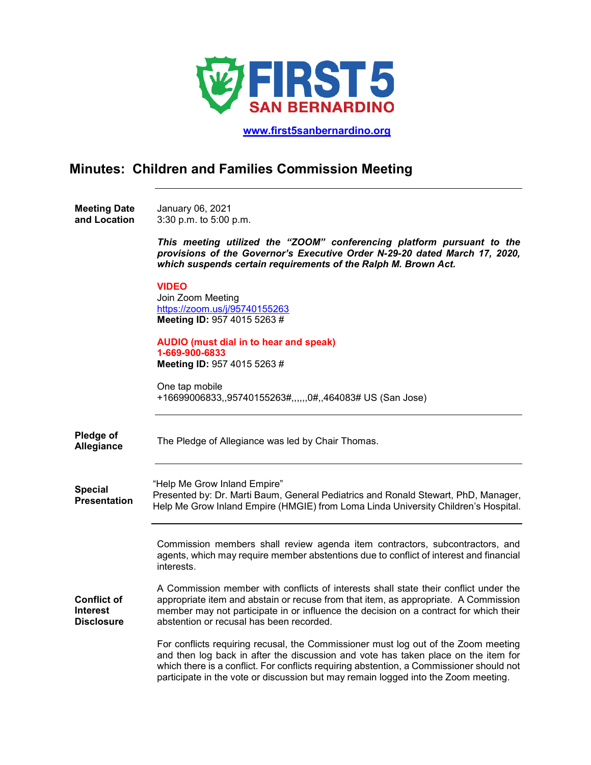FIRST 5 SAN BERNARDINO

[www.first5sanbernardino.org](http://www.first5sanbernardino.org)

# Minutes: Children and Families Commission Meeting

---

**Meeting Date and Location**

January 06, 2021
3:30 p.m. to 5:00 p.m.

***This meeting utilized the "ZOOM" conferencing platform pursuant to the provisions of the Governor's Executive Order N-29-20 dated March 17, 2020, which suspends certain requirements of the Ralph M. Brown Act.***

**VIDEO**
Join Zoom Meeting
[https://zoom.us/j/95740155263](https://zoom.us/j/95740155263)
**Meeting ID:** 957 4015 5263 #

**AUDIO (must dial in to hear and speak)**
**1-669-900-6833**
**Meeting ID:** 957 4015 5263 #

One tap mobile
+16699006833,,95740155263#,,,,,,0#,,464083# US (San Jose)

---

**Pledge of Allegiance**

The Pledge of Allegiance was led by Chair Thomas.

---

**Special Presentation**

"Help Me Grow Inland Empire"
Presented by: Dr. Marti Baum, General Pediatrics and Ronald Stewart, PhD, Manager, Help Me Grow Inland Empire (HMGIE) from Loma Linda University Children's Hospital.

---

**Conflict of Interest Disclosure**

Commission members shall review agenda item contractors, subcontractors, and agents, which may require member abstentions due to conflict of interest and financial interests.

A Commission member with conflicts of interests shall state their conflict under the appropriate item and abstain or recuse from that item, as appropriate. A Commission member may not participate in or influence the decision on a contract for which their abstention or recusal has been recorded.

For conflicts requiring recusal, the Commissioner must log out of the Zoom meeting and then log back in after the discussion and vote has taken place on the item for which there is a conflict. For conflicts requiring abstention, a Commissioner should not participate in the vote or discussion but may remain logged into the Zoom meeting.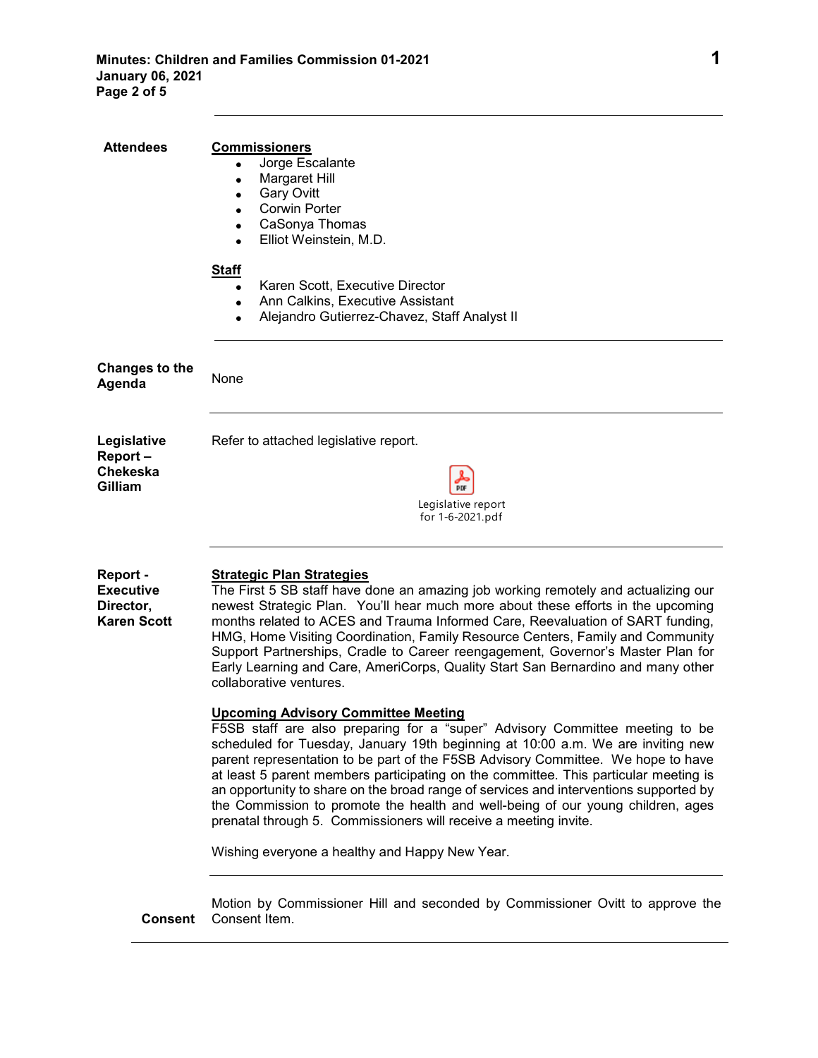**Attendees**

**Commissioners**

- Jorge Escalante
- Margaret Hill
- Gary Ovitt
- Corwin Porter
- CaSonya Thomas
- Elliot Weinstein, M.D.

**Staff**

- Karen Scott, Executive Director
- Ann Calkins, Executive Assistant
- Alejandro Gutierrez-Chavez, Staff Analyst II

---

**Changes to the Agenda**

None

---

**Legislative Report – Chekeska Gilliam**

Refer to attached legislative report.

Legislative report for 1-6-2021.pdf

---

**Report - Executive Director, Karen Scott**

**Strategic Plan Strategies**

The First 5 SB staff have done an amazing job working remotely and actualizing our newest Strategic Plan. You'll hear much more about these efforts in the upcoming months related to ACES and Trauma Informed Care, Reevaluation of SART funding, HMG, Home Visiting Coordination, Family Resource Centers, Family and Community Support Partnerships, Cradle to Career reengagement, Governor's Master Plan for Early Learning and Care, AmeriCorps, Quality Start San Bernardino and many other collaborative ventures.

**Upcoming Advisory Committee Meeting**

F5SB staff are also preparing for a "super" Advisory Committee meeting to be scheduled for Tuesday, January 19th beginning at 10:00 a.m. We are inviting new parent representation to be part of the F5SB Advisory Committee. We hope to have at least 5 parent members participating on the committee. This particular meeting is an opportunity to share on the broad range of services and interventions supported by the Commission to promote the health and well-being of our young children, ages prenatal through 5. Commissioners will receive a meeting invite.

Wishing everyone a healthy and Happy New Year.

---

**Consent**

Motion by Commissioner Hill and seconded by Commissioner Ovitt to approve the Consent Item.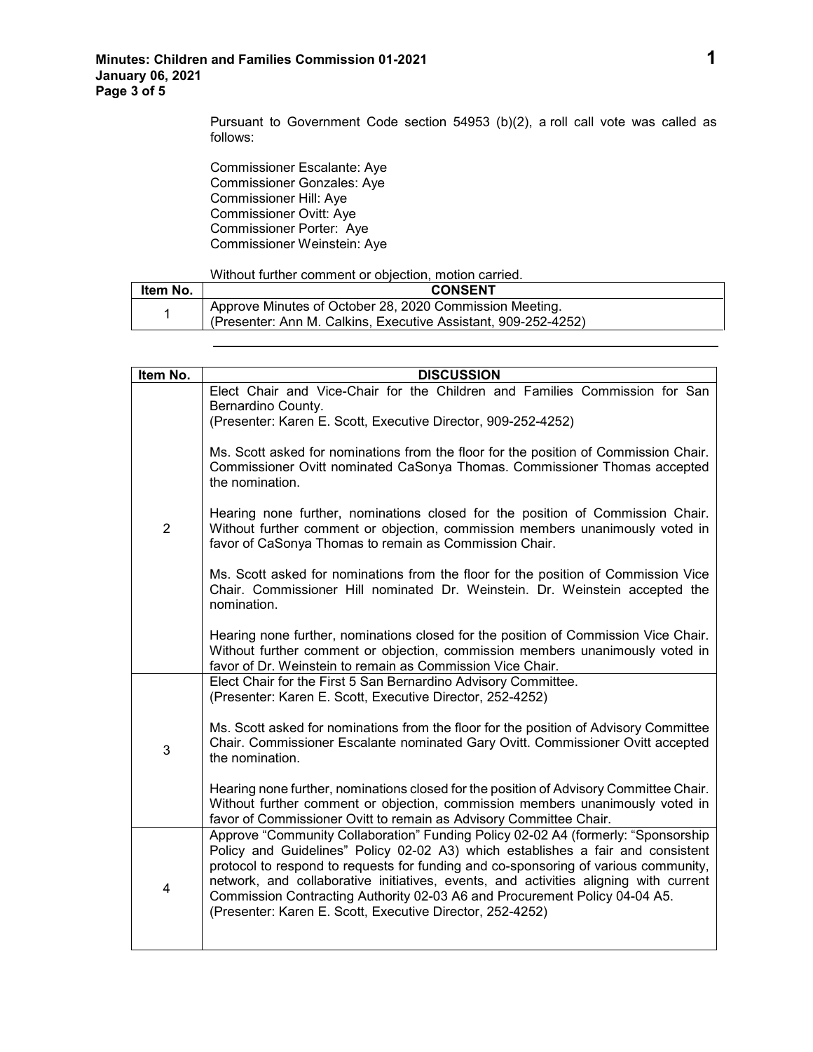Pursuant to Government Code section 54953 (b)(2), a roll call vote was called as follows:

Commissioner Escalante: Aye
Commissioner Gonzales: Aye
Commissioner Hill: Aye
Commissioner Ovitt: Aye
Commissioner Porter: Aye
Commissioner Weinstein: Aye

Without further comment or objection, motion carried.

| Item No. | CONSENT |
|---|---|
| 1 | Approve Minutes of October 28, 2020 Commission Meeting.<br>(Presenter: Ann M. Calkins, Executive Assistant, 909-252-4252) |

| Item No. | DISCUSSION |
|---|---|
| 2 | Elect Chair and Vice-Chair for the Children and Families Commission for San Bernardino County.<br>(Presenter: Karen E. Scott, Executive Director, 909-252-4252)<br><br>Ms. Scott asked for nominations from the floor for the position of Commission Chair. Commissioner Ovitt nominated CaSonya Thomas. Commissioner Thomas accepted the nomination.<br><br>Hearing none further, nominations closed for the position of Commission Chair. Without further comment or objection, commission members unanimously voted in favor of CaSonya Thomas to remain as Commission Chair.<br><br>Ms. Scott asked for nominations from the floor for the position of Commission Vice Chair. Commissioner Hill nominated Dr. Weinstein. Dr. Weinstein accepted the nomination.<br><br>Hearing none further, nominations closed for the position of Commission Vice Chair. Without further comment or objection, commission members unanimously voted in favor of Dr. Weinstein to remain as Commission Vice Chair. |
| 3 | Elect Chair for the First 5 San Bernardino Advisory Committee.<br>(Presenter: Karen E. Scott, Executive Director, 252-4252)<br><br>Ms. Scott asked for nominations from the floor for the position of Advisory Committee Chair. Commissioner Escalante nominated Gary Ovitt. Commissioner Ovitt accepted the nomination.<br><br>Hearing none further, nominations closed for the position of Advisory Committee Chair. Without further comment or objection, commission members unanimously voted in favor of Commissioner Ovitt to remain as Advisory Committee Chair. |
| 4 | Approve "Community Collaboration" Funding Policy 02-02 A4 (formerly: "Sponsorship Policy and Guidelines" Policy 02-02 A3) which establishes a fair and consistent protocol to respond to requests for funding and co-sponsoring of various community, network, and collaborative initiatives, events, and activities aligning with current Commission Contracting Authority 02-03 A6 and Procurement Policy 04-04 A5.<br>(Presenter: Karen E. Scott, Executive Director, 252-4252) |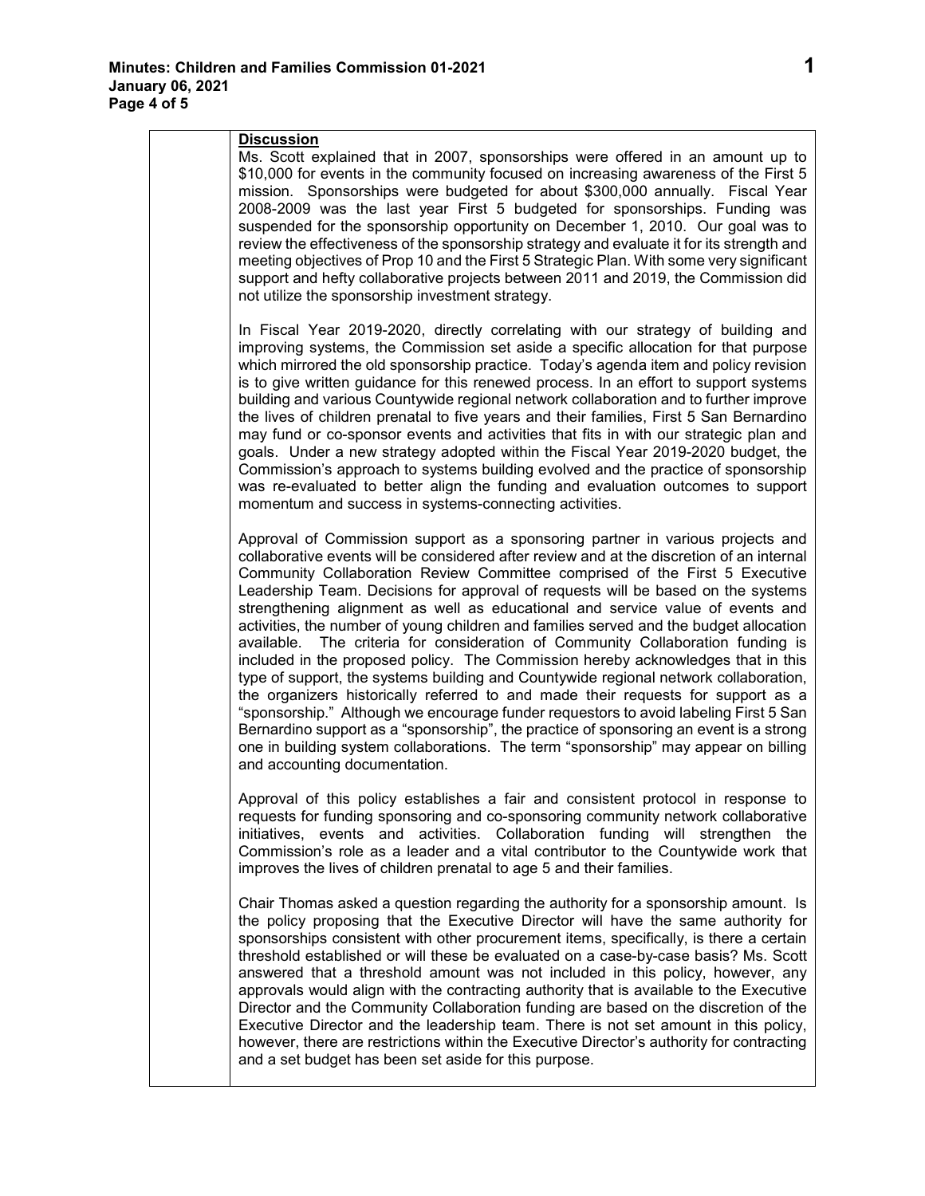**Discussion**

Ms. Scott explained that in 2007, sponsorships were offered in an amount up to $10,000 for events in the community focused on increasing awareness of the First 5 mission. Sponsorships were budgeted for about $300,000 annually. Fiscal Year 2008-2009 was the last year First 5 budgeted for sponsorships. Funding was suspended for the sponsorship opportunity on December 1, 2010. Our goal was to review the effectiveness of the sponsorship strategy and evaluate it for its strength and meeting objectives of Prop 10 and the First 5 Strategic Plan. With some very significant support and hefty collaborative projects between 2011 and 2019, the Commission did not utilize the sponsorship investment strategy.

In Fiscal Year 2019-2020, directly correlating with our strategy of building and improving systems, the Commission set aside a specific allocation for that purpose which mirrored the old sponsorship practice. Today's agenda item and policy revision is to give written guidance for this renewed process. In an effort to support systems building and various Countywide regional network collaboration and to further improve the lives of children prenatal to five years and their families, First 5 San Bernardino may fund or co-sponsor events and activities that fits in with our strategic plan and goals. Under a new strategy adopted within the Fiscal Year 2019-2020 budget, the Commission's approach to systems building evolved and the practice of sponsorship was re-evaluated to better align the funding and evaluation outcomes to support momentum and success in systems-connecting activities.

Approval of Commission support as a sponsoring partner in various projects and collaborative events will be considered after review and at the discretion of an internal Community Collaboration Review Committee comprised of the First 5 Executive Leadership Team. Decisions for approval of requests will be based on the systems strengthening alignment as well as educational and service value of events and activities, the number of young children and families served and the budget allocation available. The criteria for consideration of Community Collaboration funding is included in the proposed policy. The Commission hereby acknowledges that in this type of support, the systems building and Countywide regional network collaboration, the organizers historically referred to and made their requests for support as a "sponsorship." Although we encourage funder requestors to avoid labeling First 5 San Bernardino support as a "sponsorship", the practice of sponsoring an event is a strong one in building system collaborations. The term "sponsorship" may appear on billing and accounting documentation.

Approval of this policy establishes a fair and consistent protocol in response to requests for funding sponsoring and co-sponsoring community network collaborative initiatives, events and activities. Collaboration funding will strengthen the Commission's role as a leader and a vital contributor to the Countywide work that improves the lives of children prenatal to age 5 and their families.

Chair Thomas asked a question regarding the authority for a sponsorship amount. Is the policy proposing that the Executive Director will have the same authority for sponsorships consistent with other procurement items, specifically, is there a certain threshold established or will these be evaluated on a case-by-case basis? Ms. Scott answered that a threshold amount was not included in this policy, however, any approvals would align with the contracting authority that is available to the Executive Director and the Community Collaboration funding are based on the discretion of the Executive Director and the leadership team. There is not set amount in this policy, however, there are restrictions within the Executive Director's authority for contracting and a set budget has been set aside for this purpose.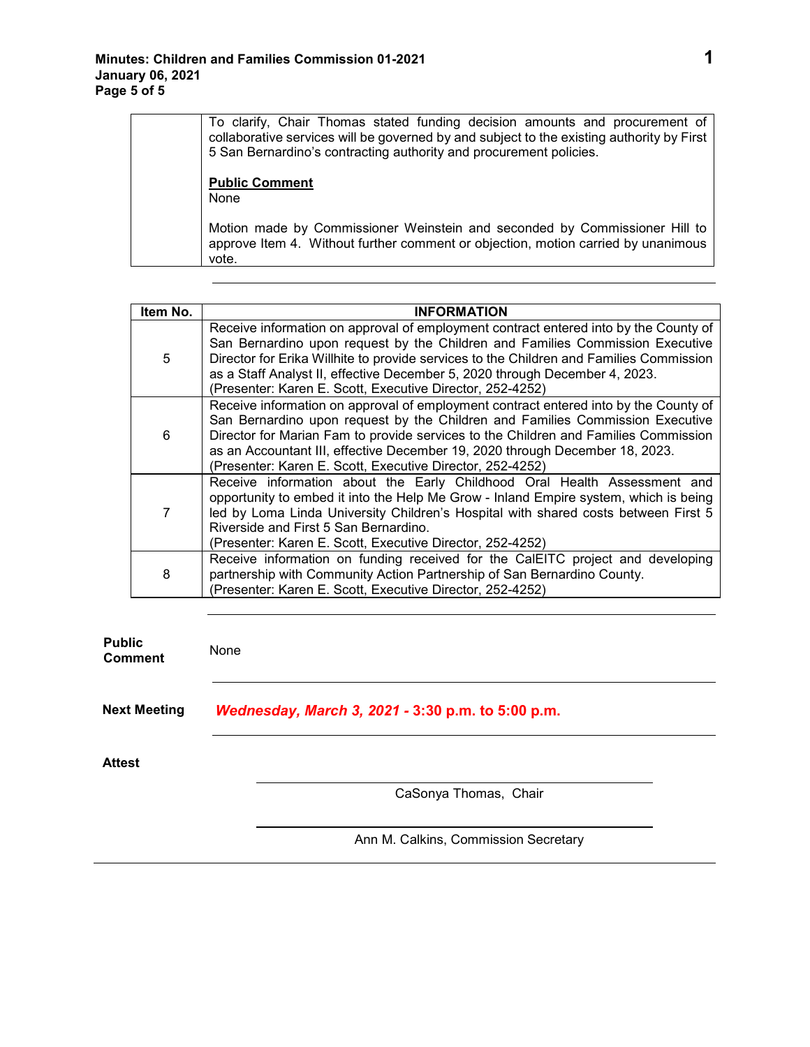| | |
|---|---|
| | To clarify, Chair Thomas stated funding decision amounts and procurement of collaborative services will be governed by and subject to the existing authority by First 5 San Bernardino's contracting authority and procurement policies.<br><br>**Public Comment**<br>None<br><br>Motion made by Commissioner Weinstein and seconded by Commissioner Hill to approve Item 4. Without further comment or objection, motion carried by unanimous vote. |

| Item No. | INFORMATION |
|---|---|
| 5 | Receive information on approval of employment contract entered into by the County of San Bernardino upon request by the Children and Families Commission Executive Director for Erika Willhite to provide services to the Children and Families Commission as a Staff Analyst II, effective December 5, 2020 through December 4, 2023.<br>(Presenter: Karen E. Scott, Executive Director, 252-4252) |
| 6 | Receive information on approval of employment contract entered into by the County of San Bernardino upon request by the Children and Families Commission Executive Director for Marian Fam to provide services to the Children and Families Commission as an Accountant III, effective December 19, 2020 through December 18, 2023.<br>(Presenter: Karen E. Scott, Executive Director, 252-4252) |
| 7 | Receive information about the Early Childhood Oral Health Assessment and opportunity to embed it into the Help Me Grow - Inland Empire system, which is being led by Loma Linda University Children's Hospital with shared costs between First 5 Riverside and First 5 San Bernardino.<br>(Presenter: Karen E. Scott, Executive Director, 252-4252) |
| 8 | Receive information on funding received for the CalEITC project and developing partnership with Community Action Partnership of San Bernardino County.<br>(Presenter: Karen E. Scott, Executive Director, 252-4252) |

**Public Comment** None

**Next Meeting** ***Wednesday, March 3, 2021* - 3:30 p.m. to 5:00 p.m.**

**Attest**

CaSonya Thomas, Chair

Ann M. Calkins, Commission Secretary